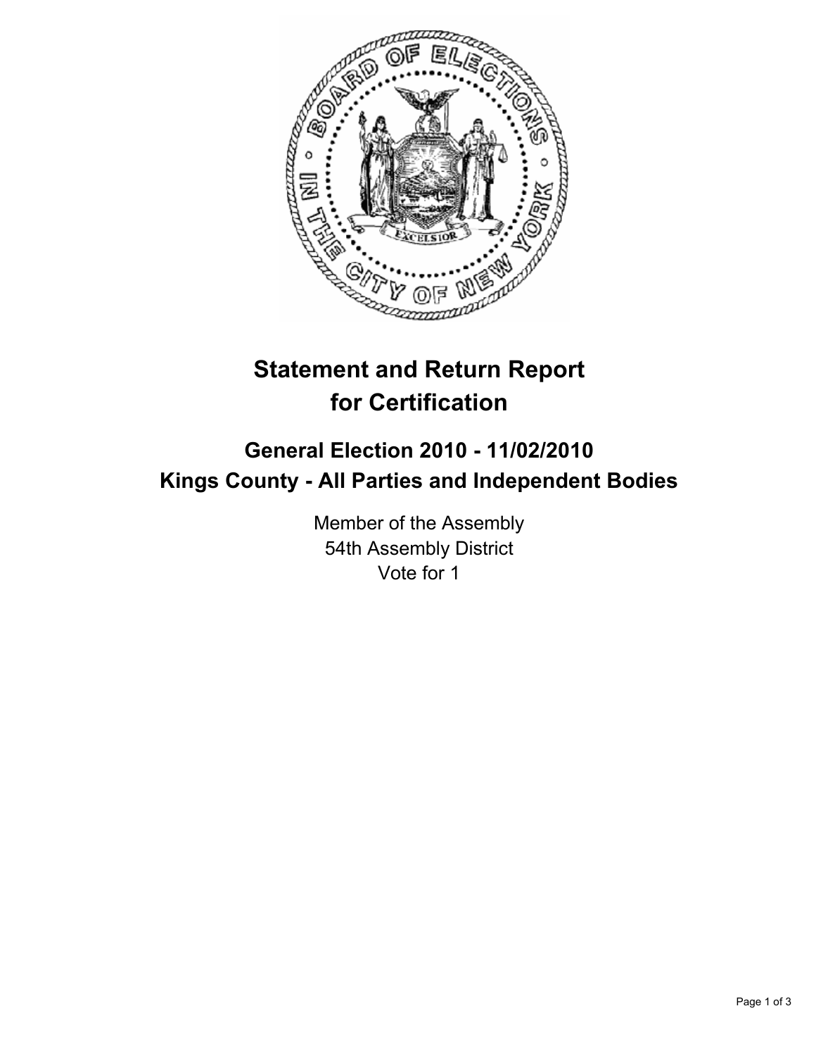# Statement and Return Report for Certification

## General Election 2010 - 11/02/2010
## Kings County - All Parties and Independent Bodies

Member of the Assembly
54th Assembly District
Vote for 1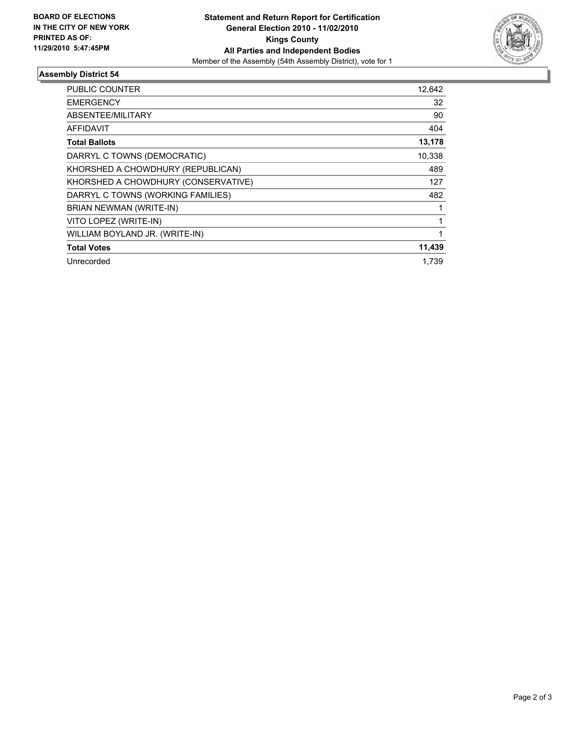**BOARD OF ELECTIONS IN THE CITY OF NEW YORK PRINTED AS OF: 11/29/2010 5:47:45PM**

**Statement and Return Report for Certification**
**General Election 2010 - 11/02/2010**
**Kings County**
**All Parties and Independent Bodies**
Member of the Assembly (54th Assembly District), vote for 1

## Assembly District 54

| | |
|---|---|
| PUBLIC COUNTER | 12,642 |
| EMERGENCY | 32 |
| ABSENTEE/MILITARY | 90 |
| AFFIDAVIT | 404 |
| **Total Ballots** | **13,178** |
| DARRYL C TOWNS (DEMOCRATIC) | 10,338 |
| KHORSHED A CHOWDHURY (REPUBLICAN) | 489 |
| KHORSHED A CHOWDHURY (CONSERVATIVE) | 127 |
| DARRYL C TOWNS (WORKING FAMILIES) | 482 |
| BRIAN NEWMAN (WRITE-IN) | 1 |
| VITO LOPEZ (WRITE-IN) | 1 |
| WILLIAM BOYLAND JR. (WRITE-IN) | 1 |
| **Total Votes** | **11,439** |
| Unrecorded | 1,739 |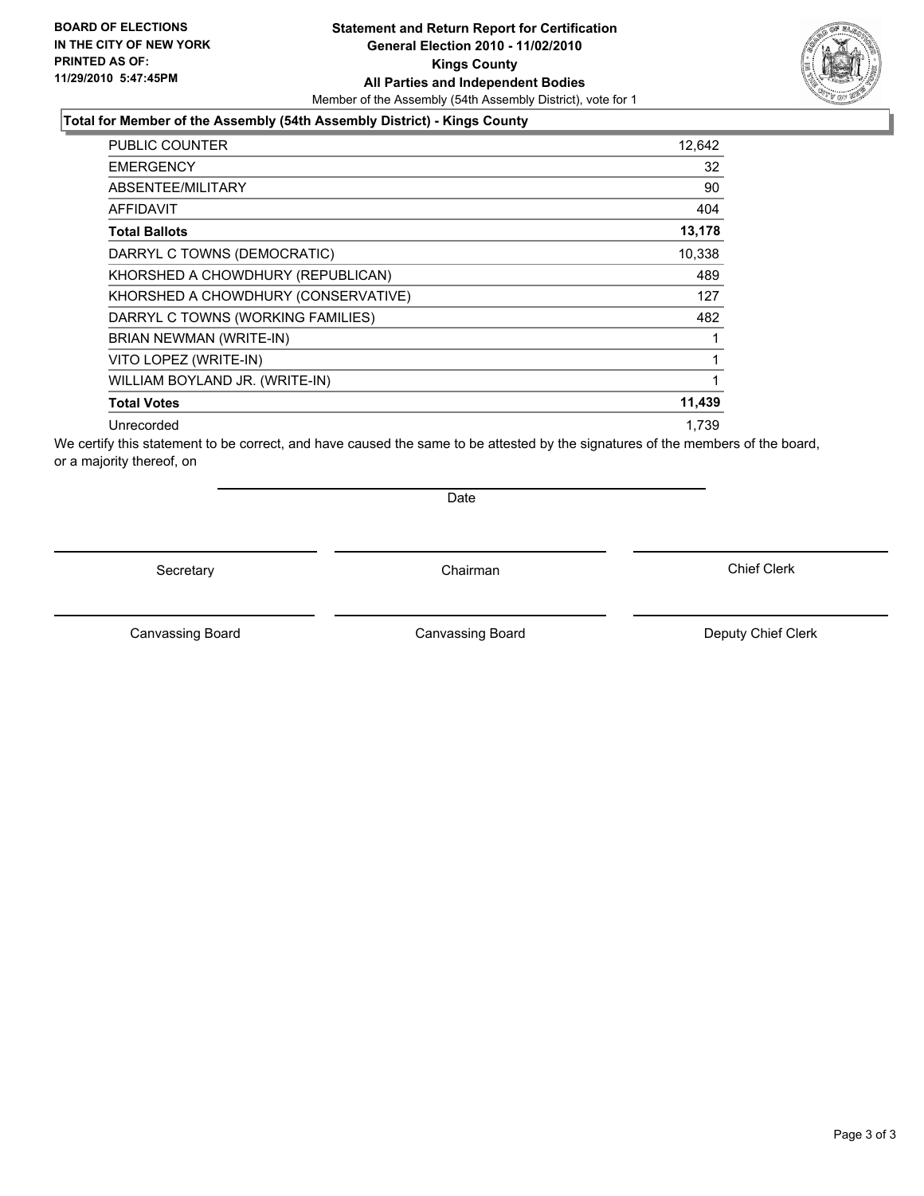**BOARD OF ELECTIONS IN THE CITY OF NEW YORK PRINTED AS OF: 11/29/2010 5:47:45PM**

# Statement and Return Report for Certification
## General Election 2010 - 11/02/2010
## Kings County
## All Parties and Independent Bodies

Member of the Assembly (54th Assembly District), vote for 1

### Total for Member of the Assembly (54th Assembly District) - Kings County

| | |
|---|---|
| PUBLIC COUNTER | 12,642 |
| EMERGENCY | 32 |
| ABSENTEE/MILITARY | 90 |
| AFFIDAVIT | 404 |
| **Total Ballots** | **13,178** |
| DARRYL C TOWNS (DEMOCRATIC) | 10,338 |
| KHORSHED A CHOWDHURY (REPUBLICAN) | 489 |
| KHORSHED A CHOWDHURY (CONSERVATIVE) | 127 |
| DARRYL C TOWNS (WORKING FAMILIES) | 482 |
| BRIAN NEWMAN (WRITE-IN) | 1 |
| VITO LOPEZ (WRITE-IN) | 1 |
| WILLIAM BOYLAND JR. (WRITE-IN) | 1 |
| **Total Votes** | **11,439** |
| Unrecorded | 1,739 |

We certify this statement to be correct, and have caused the same to be attested by the signatures of the members of the board, or a majority thereof, on

Date

Secretary

Chairman

Chief Clerk

Canvassing Board

Canvassing Board

Deputy Chief Clerk